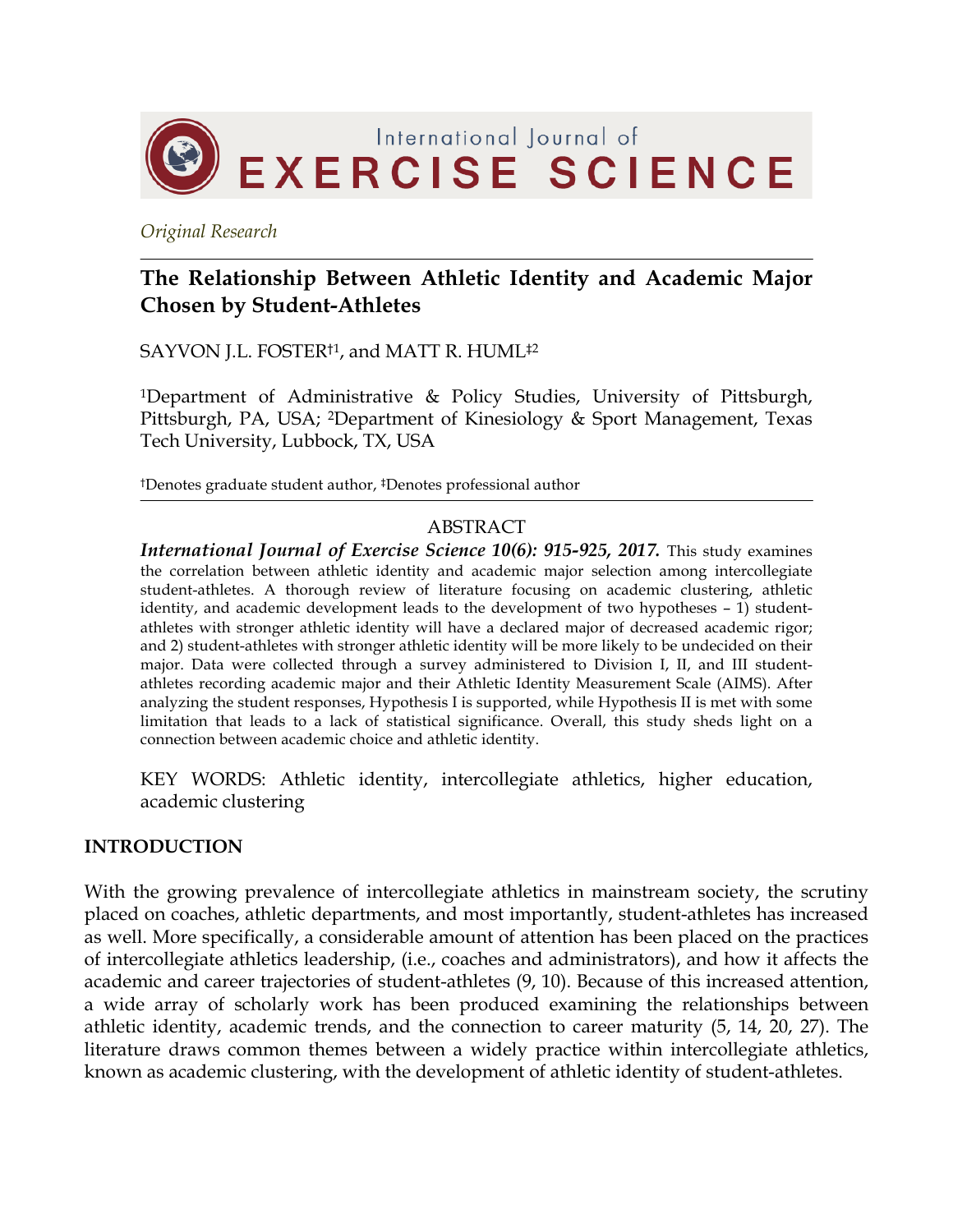*Original Research*

# The Relationship Between Athletic Identity and Academic Major Chosen by Student-Athletes

SAYVON J.L. FOSTER[†1], and MATT R. HUML[‡2]

[1]Department of Administrative & Policy Studies, University of Pittsburgh, Pittsburgh, PA, USA; [2]Department of Kinesiology & Sport Management, Texas Tech University, Lubbock, TX, USA

[†]Denotes graduate student author, [‡]Denotes professional author

## ABSTRACT

***International Journal of Exercise Science 10(6): 915-925, 2017.*** This study examines the correlation between athletic identity and academic major selection among intercollegiate student-athletes. A thorough review of literature focusing on academic clustering, athletic identity, and academic development leads to the development of two hypotheses – 1) student-athletes with stronger athletic identity will have a declared major of decreased academic rigor; and 2) student-athletes with stronger athletic identity will be more likely to be undecided on their major. Data were collected through a survey administered to Division I, II, and III student-athletes recording academic major and their Athletic Identity Measurement Scale (AIMS). After analyzing the student responses, Hypothesis I is supported, while Hypothesis II is met with some limitation that leads to a lack of statistical significance. Overall, this study sheds light on a connection between academic choice and athletic identity.

KEY WORDS: Athletic identity, intercollegiate athletics, higher education, academic clustering

## INTRODUCTION

With the growing prevalence of intercollegiate athletics in mainstream society, the scrutiny placed on coaches, athletic departments, and most importantly, student-athletes has increased as well. More specifically, a considerable amount of attention has been placed on the practices of intercollegiate athletics leadership, (i.e., coaches and administrators), and how it affects the academic and career trajectories of student-athletes (9, 10). Because of this increased attention, a wide array of scholarly work has been produced examining the relationships between athletic identity, academic trends, and the connection to career maturity (5, 14, 20, 27). The literature draws common themes between a widely practice within intercollegiate athletics, known as academic clustering, with the development of athletic identity of student-athletes.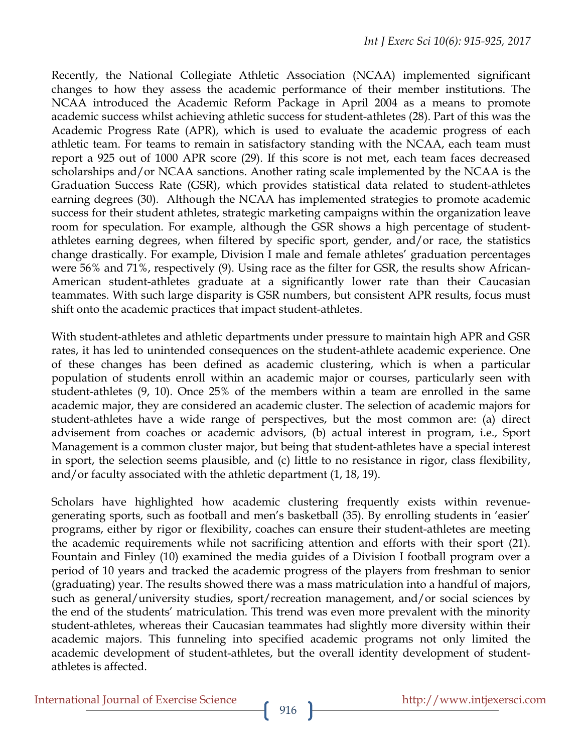Recently, the National Collegiate Athletic Association (NCAA) implemented significant changes to how they assess the academic performance of their member institutions. The NCAA introduced the Academic Reform Package in April 2004 as a means to promote academic success whilst achieving athletic success for student-athletes (28). Part of this was the Academic Progress Rate (APR), which is used to evaluate the academic progress of each athletic team. For teams to remain in satisfactory standing with the NCAA, each team must report a 925 out of 1000 APR score (29). If this score is not met, each team faces decreased scholarships and/or NCAA sanctions. Another rating scale implemented by the NCAA is the Graduation Success Rate (GSR), which provides statistical data related to student-athletes earning degrees (30). Although the NCAA has implemented strategies to promote academic success for their student athletes, strategic marketing campaigns within the organization leave room for speculation. For example, although the GSR shows a high percentage of student-athletes earning degrees, when filtered by specific sport, gender, and/or race, the statistics change drastically. For example, Division I male and female athletes' graduation percentages were 56% and 71%, respectively (9). Using race as the filter for GSR, the results show African-American student-athletes graduate at a significantly lower rate than their Caucasian teammates. With such large disparity is GSR numbers, but consistent APR results, focus must shift onto the academic practices that impact student-athletes.

With student-athletes and athletic departments under pressure to maintain high APR and GSR rates, it has led to unintended consequences on the student-athlete academic experience. One of these changes has been defined as academic clustering, which is when a particular population of students enroll within an academic major or courses, particularly seen with student-athletes (9, 10). Once 25% of the members within a team are enrolled in the same academic major, they are considered an academic cluster. The selection of academic majors for student-athletes have a wide range of perspectives, but the most common are: (a) direct advisement from coaches or academic advisors, (b) actual interest in program, i.e., Sport Management is a common cluster major, but being that student-athletes have a special interest in sport, the selection seems plausible, and (c) little to no resistance in rigor, class flexibility, and/or faculty associated with the athletic department (1, 18, 19).

Scholars have highlighted how academic clustering frequently exists within revenue-generating sports, such as football and men's basketball (35). By enrolling students in 'easier' programs, either by rigor or flexibility, coaches can ensure their student-athletes are meeting the academic requirements while not sacrificing attention and efforts with their sport (21). Fountain and Finley (10) examined the media guides of a Division I football program over a period of 10 years and tracked the academic progress of the players from freshman to senior (graduating) year. The results showed there was a mass matriculation into a handful of majors, such as general/university studies, sport/recreation management, and/or social sciences by the end of the students' matriculation. This trend was even more prevalent with the minority student-athletes, whereas their Caucasian teammates had slightly more diversity within their academic majors. This funneling into specified academic programs not only limited the academic development of student-athletes, but the overall identity development of student-athletes is affected.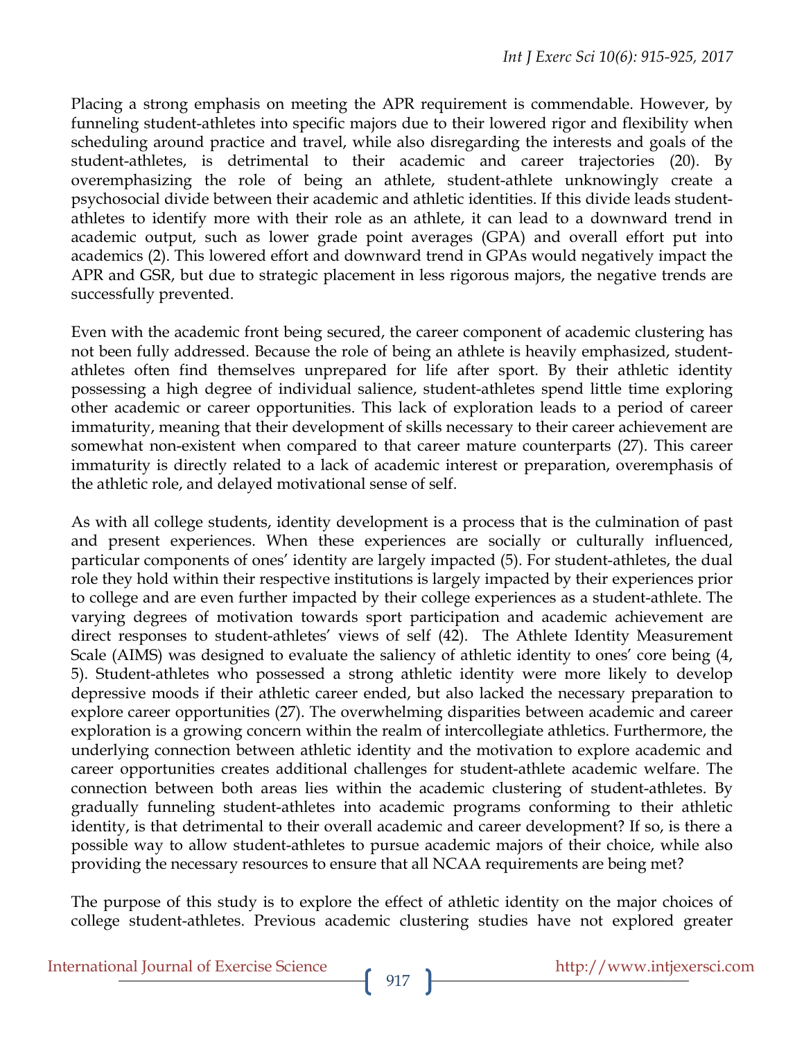Placing a strong emphasis on meeting the APR requirement is commendable. However, by funneling student-athletes into specific majors due to their lowered rigor and flexibility when scheduling around practice and travel, while also disregarding the interests and goals of the student-athletes, is detrimental to their academic and career trajectories (20). By overemphasizing the role of being an athlete, student-athlete unknowingly create a psychosocial divide between their academic and athletic identities. If this divide leads student-athletes to identify more with their role as an athlete, it can lead to a downward trend in academic output, such as lower grade point averages (GPA) and overall effort put into academics (2). This lowered effort and downward trend in GPAs would negatively impact the APR and GSR, but due to strategic placement in less rigorous majors, the negative trends are successfully prevented.

Even with the academic front being secured, the career component of academic clustering has not been fully addressed. Because the role of being an athlete is heavily emphasized, student-athletes often find themselves unprepared for life after sport. By their athletic identity possessing a high degree of individual salience, student-athletes spend little time exploring other academic or career opportunities. This lack of exploration leads to a period of career immaturity, meaning that their development of skills necessary to their career achievement are somewhat non-existent when compared to that career mature counterparts (27). This career immaturity is directly related to a lack of academic interest or preparation, overemphasis of the athletic role, and delayed motivational sense of self.

As with all college students, identity development is a process that is the culmination of past and present experiences. When these experiences are socially or culturally influenced, particular components of ones' identity are largely impacted (5). For student-athletes, the dual role they hold within their respective institutions is largely impacted by their experiences prior to college and are even further impacted by their college experiences as a student-athlete. The varying degrees of motivation towards sport participation and academic achievement are direct responses to student-athletes' views of self (42). The Athlete Identity Measurement Scale (AIMS) was designed to evaluate the saliency of athletic identity to ones' core being (4, 5). Student-athletes who possessed a strong athletic identity were more likely to develop depressive moods if their athletic career ended, but also lacked the necessary preparation to explore career opportunities (27). The overwhelming disparities between academic and career exploration is a growing concern within the realm of intercollegiate athletics. Furthermore, the underlying connection between athletic identity and the motivation to explore academic and career opportunities creates additional challenges for student-athlete academic welfare. The connection between both areas lies within the academic clustering of student-athletes. By gradually funneling student-athletes into academic programs conforming to their athletic identity, is that detrimental to their overall academic and career development? If so, is there a possible way to allow student-athletes to pursue academic majors of their choice, while also providing the necessary resources to ensure that all NCAA requirements are being met?

The purpose of this study is to explore the effect of athletic identity on the major choices of college student-athletes. Previous academic clustering studies have not explored greater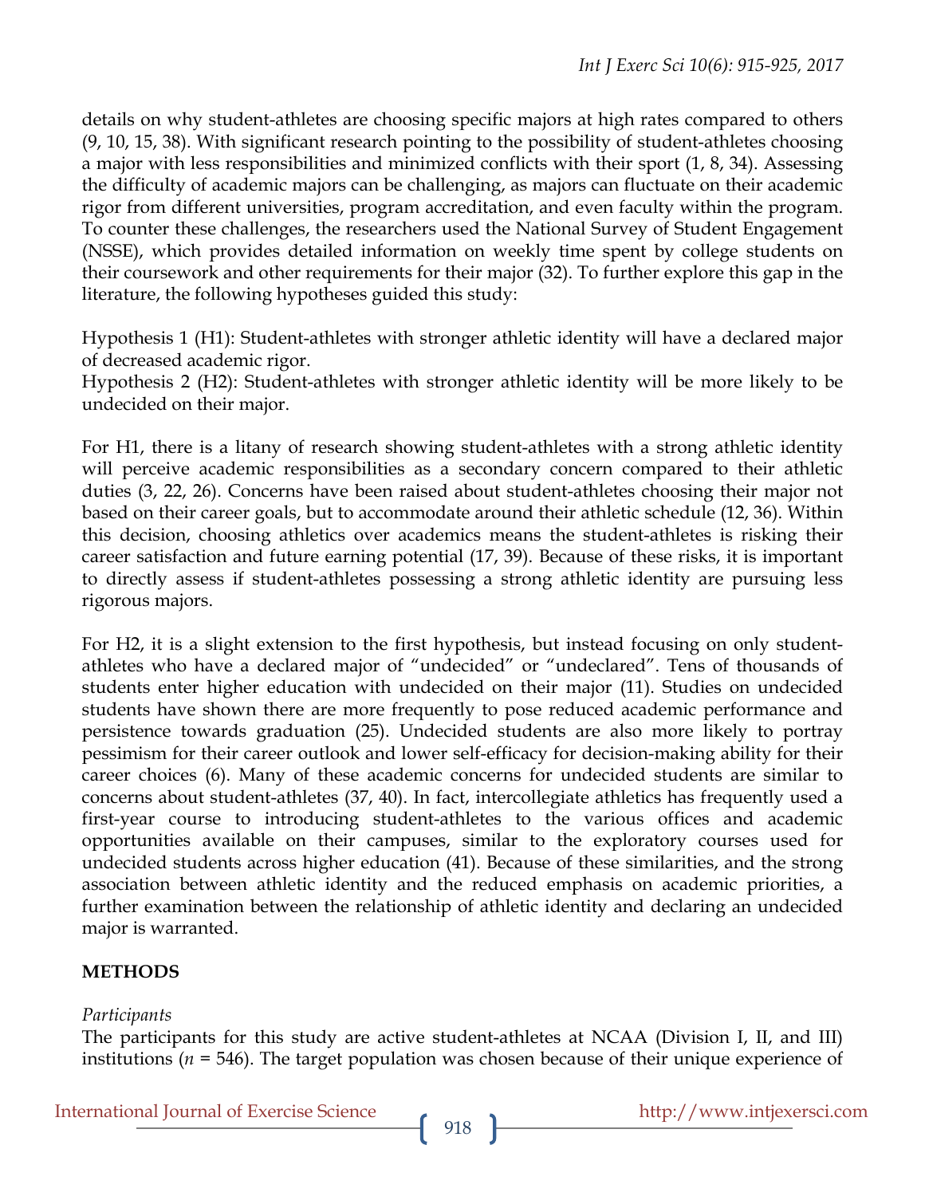details on why student-athletes are choosing specific majors at high rates compared to others (9, 10, 15, 38). With significant research pointing to the possibility of student-athletes choosing a major with less responsibilities and minimized conflicts with their sport (1, 8, 34). Assessing the difficulty of academic majors can be challenging, as majors can fluctuate on their academic rigor from different universities, program accreditation, and even faculty within the program. To counter these challenges, the researchers used the National Survey of Student Engagement (NSSE), which provides detailed information on weekly time spent by college students on their coursework and other requirements for their major (32). To further explore this gap in the literature, the following hypotheses guided this study:

Hypothesis 1 (H1): Student-athletes with stronger athletic identity will have a declared major of decreased academic rigor.
Hypothesis 2 (H2): Student-athletes with stronger athletic identity will be more likely to be undecided on their major.

For H1, there is a litany of research showing student-athletes with a strong athletic identity will perceive academic responsibilities as a secondary concern compared to their athletic duties (3, 22, 26). Concerns have been raised about student-athletes choosing their major not based on their career goals, but to accommodate around their athletic schedule (12, 36). Within this decision, choosing athletics over academics means the student-athletes is risking their career satisfaction and future earning potential (17, 39). Because of these risks, it is important to directly assess if student-athletes possessing a strong athletic identity are pursuing less rigorous majors.

For H2, it is a slight extension to the first hypothesis, but instead focusing on only student-athletes who have a declared major of "undecided" or "undeclared". Tens of thousands of students enter higher education with undecided on their major (11). Studies on undecided students have shown there are more frequently to pose reduced academic performance and persistence towards graduation (25). Undecided students are also more likely to portray pessimism for their career outlook and lower self-efficacy for decision-making ability for their career choices (6). Many of these academic concerns for undecided students are similar to concerns about student-athletes (37, 40). In fact, intercollegiate athletics has frequently used a first-year course to introducing student-athletes to the various offices and academic opportunities available on their campuses, similar to the exploratory courses used for undecided students across higher education (41). Because of these similarities, and the strong association between athletic identity and the reduced emphasis on academic priorities, a further examination between the relationship of athletic identity and declaring an undecided major is warranted.

## METHODS

*Participants*
The participants for this study are active student-athletes at NCAA (Division I, II, and III) institutions ($n$ = 546). The target population was chosen because of their unique experience of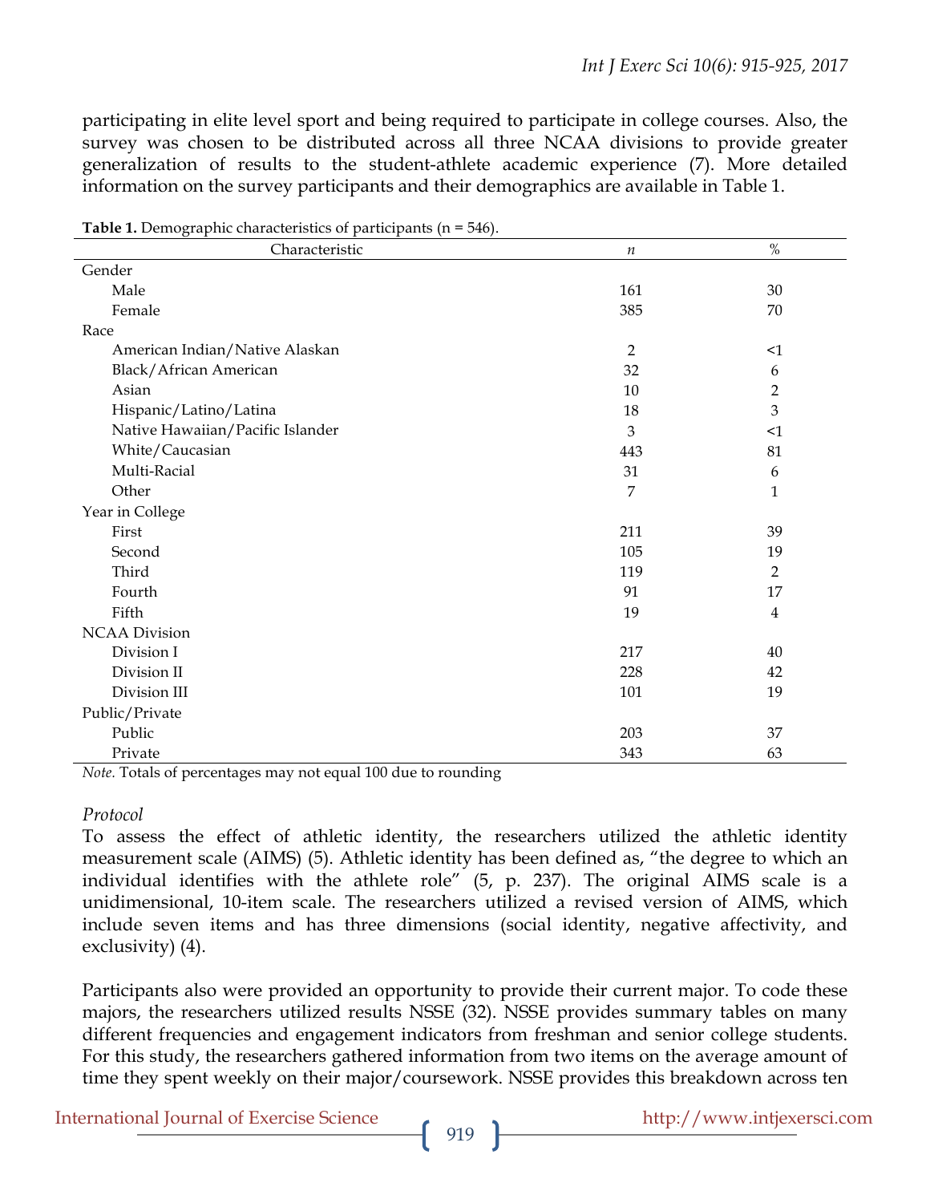participating in elite level sport and being required to participate in college courses. Also, the survey was chosen to be distributed across all three NCAA divisions to provide greater generalization of results to the student-athlete academic experience (7). More detailed information on the survey participants and their demographics are available in Table 1.

**Table 1.** Demographic characteristics of participants (n = 546).

| Characteristic | *n* | % |
|---|---|---|
| Gender | | |
| Male | 161 | 30 |
| Female | 385 | 70 |
| Race | | |
| American Indian/Native Alaskan | 2 | <1 |
| Black/African American | 32 | 6 |
| Asian | 10 | 2 |
| Hispanic/Latino/Latina | 18 | 3 |
| Native Hawaiian/Pacific Islander | 3 | <1 |
| White/Caucasian | 443 | 81 |
| Multi-Racial | 31 | 6 |
| Other | 7 | 1 |
| Year in College | | |
| First | 211 | 39 |
| Second | 105 | 19 |
| Third | 119 | 2 |
| Fourth | 91 | 17 |
| Fifth | 19 | 4 |
| NCAA Division | | |
| Division I | 217 | 40 |
| Division II | 228 | 42 |
| Division III | 101 | 19 |
| Public/Private | | |
| Public | 203 | 37 |
| Private | 343 | 63 |

*Note.* Totals of percentages may not equal 100 due to rounding

*Protocol*

To assess the effect of athletic identity, the researchers utilized the athletic identity measurement scale (AIMS) (5). Athletic identity has been defined as, "the degree to which an individual identifies with the athlete role" (5, p. 237). The original AIMS scale is a unidimensional, 10-item scale. The researchers utilized a revised version of AIMS, which include seven items and has three dimensions (social identity, negative affectivity, and exclusivity) (4).

Participants also were provided an opportunity to provide their current major. To code these majors, the researchers utilized results NSSE (32). NSSE provides summary tables on many different frequencies and engagement indicators from freshman and senior college students. For this study, the researchers gathered information from two items on the average amount of time they spent weekly on their major/coursework. NSSE provides this breakdown across ten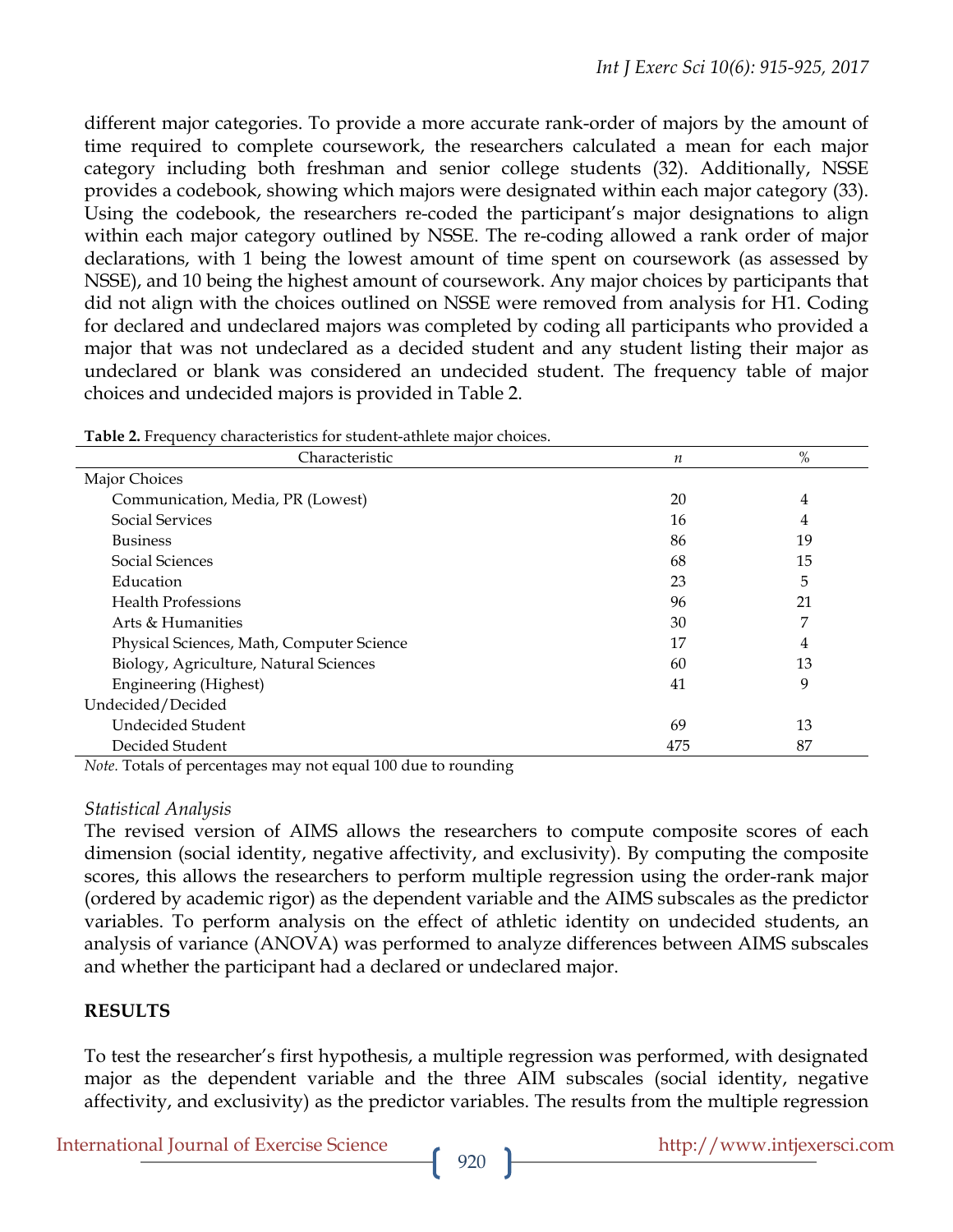different major categories. To provide a more accurate rank-order of majors by the amount of time required to complete coursework, the researchers calculated a mean for each major category including both freshman and senior college students (32). Additionally, NSSE provides a codebook, showing which majors were designated within each major category (33). Using the codebook, the researchers re-coded the participant's major designations to align within each major category outlined by NSSE. The re-coding allowed a rank order of major declarations, with 1 being the lowest amount of time spent on coursework (as assessed by NSSE), and 10 being the highest amount of coursework. Any major choices by participants that did not align with the choices outlined on NSSE were removed from analysis for H1. Coding for declared and undeclared majors was completed by coding all participants who provided a major that was not undeclared as a decided student and any student listing their major as undeclared or blank was considered an undecided student. The frequency table of major choices and undecided majors is provided in Table 2.

**Table 2.** Frequency characteristics for student-athlete major choices.

| Characteristic | *n* | % |
|---|---|---|
| Major Choices | | |
| Communication, Media, PR (Lowest) | 20 | 4 |
| Social Services | 16 | 4 |
| Business | 86 | 19 |
| Social Sciences | 68 | 15 |
| Education | 23 | 5 |
| Health Professions | 96 | 21 |
| Arts & Humanities | 30 | 7 |
| Physical Sciences, Math, Computer Science | 17 | 4 |
| Biology, Agriculture, Natural Sciences | 60 | 13 |
| Engineering (Highest) | 41 | 9 |
| Undecided/Decided | | |
| Undecided Student | 69 | 13 |
| Decided Student | 475 | 87 |

*Note.* Totals of percentages may not equal 100 due to rounding

*Statistical Analysis*

The revised version of AIMS allows the researchers to compute composite scores of each dimension (social identity, negative affectivity, and exclusivity). By computing the composite scores, this allows the researchers to perform multiple regression using the order-rank major (ordered by academic rigor) as the dependent variable and the AIMS subscales as the predictor variables. To perform analysis on the effect of athletic identity on undecided students, an analysis of variance (ANOVA) was performed to analyze differences between AIMS subscales and whether the participant had a declared or undeclared major.

## RESULTS

To test the researcher's first hypothesis, a multiple regression was performed, with designated major as the dependent variable and the three AIM subscales (social identity, negative affectivity, and exclusivity) as the predictor variables. The results from the multiple regression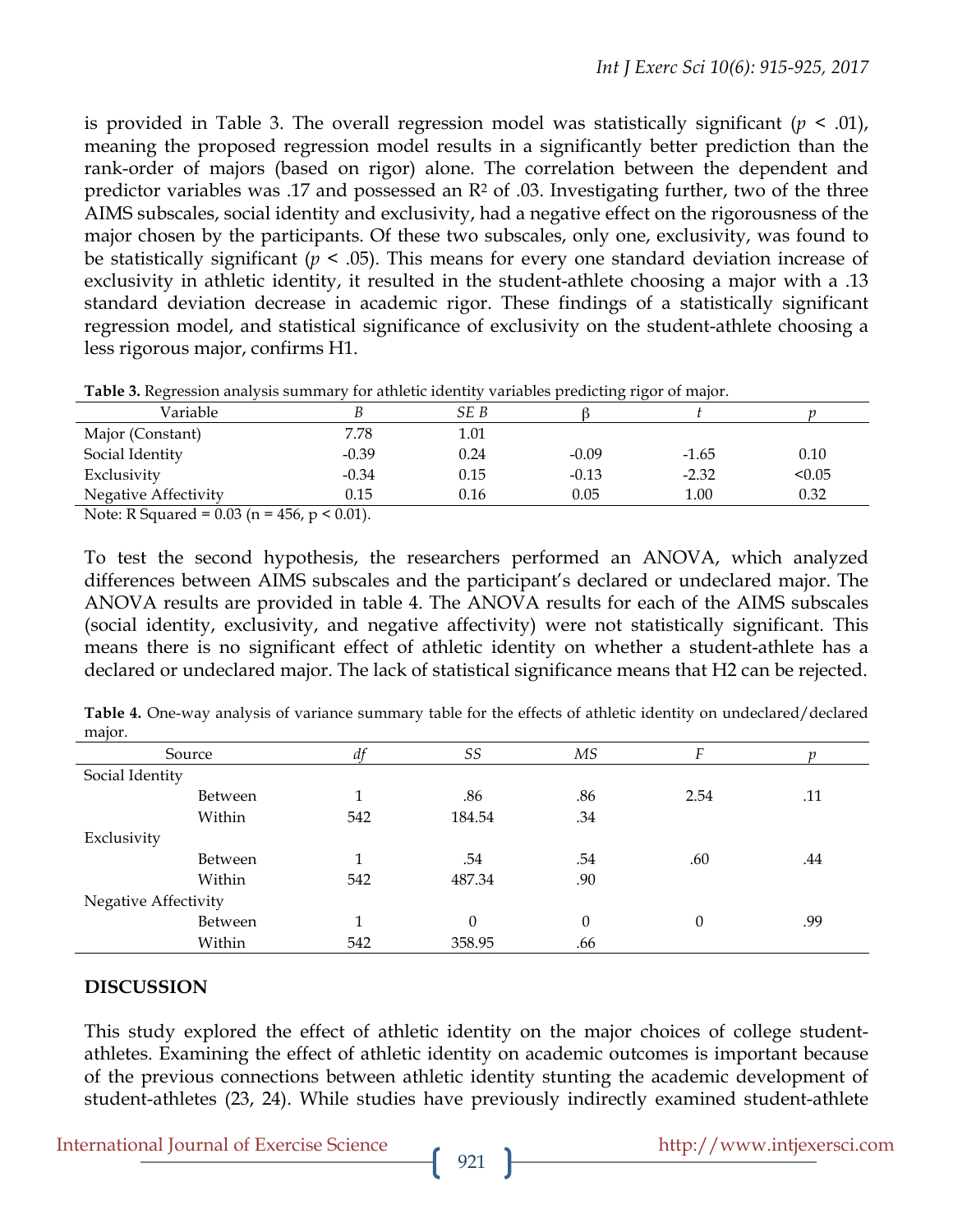is provided in Table 3. The overall regression model was statistically significant ($p < .01$), meaning the proposed regression model results in a significantly better prediction than the rank-order of majors (based on rigor) alone. The correlation between the dependent and predictor variables was .17 and possessed an $R^2$ of .03. Investigating further, two of the three AIMS subscales, social identity and exclusivity, had a negative effect on the rigorousness of the major chosen by the participants. Of these two subscales, only one, exclusivity, was found to be statistically significant ($p < .05$). This means for every one standard deviation increase of exclusivity in athletic identity, it resulted in the student-athlete choosing a major with a .13 standard deviation decrease in academic rigor. These findings of a statistically significant regression model, and statistical significance of exclusivity on the student-athlete choosing a less rigorous major, confirms H1.

**Table 3.** Regression analysis summary for athletic identity variables predicting rigor of major.

| Variable | *B* | *SE B* | β | *t* | *p* |
|---|---|---|---|---|---|
| Major (Constant) | 7.78 | 1.01 | | | |
| Social Identity | -0.39 | 0.24 | -0.09 | -1.65 | 0.10 |
| Exclusivity | -0.34 | 0.15 | -0.13 | -2.32 | <0.05 |
| Negative Affectivity | 0.15 | 0.16 | 0.05 | 1.00 | 0.32 |

Note: R Squared = 0.03 (n = 456, p < 0.01).

To test the second hypothesis, the researchers performed an ANOVA, which analyzed differences between AIMS subscales and the participant's declared or undeclared major. The ANOVA results are provided in table 4. The ANOVA results for each of the AIMS subscales (social identity, exclusivity, and negative affectivity) were not statistically significant. This means there is no significant effect of athletic identity on whether a student-athlete has a declared or undeclared major. The lack of statistical significance means that H2 can be rejected.

**Table 4.** One-way analysis of variance summary table for the effects of athletic identity on undeclared/declared major.

| Source | | *df* | *SS* | *MS* | *F* | *p* |
|---|---|---|---|---|---|---|
| Social Identity | | | | | | |
| | Between | 1 | .86 | .86 | 2.54 | .11 |
| | Within | 542 | 184.54 | .34 | | |
| Exclusivity | | | | | | |
| | Between | 1 | .54 | .54 | .60 | .44 |
| | Within | 542 | 487.34 | .90 | | |
| Negative Affectivity | | | | | | |
| | Between | 1 | 0 | 0 | 0 | .99 |
| | Within | 542 | 358.95 | .66 | | |

## DISCUSSION

This study explored the effect of athletic identity on the major choices of college student-athletes. Examining the effect of athletic identity on academic outcomes is important because of the previous connections between athletic identity stunting the academic development of student-athletes (23, 24). While studies have previously indirectly examined student-athlete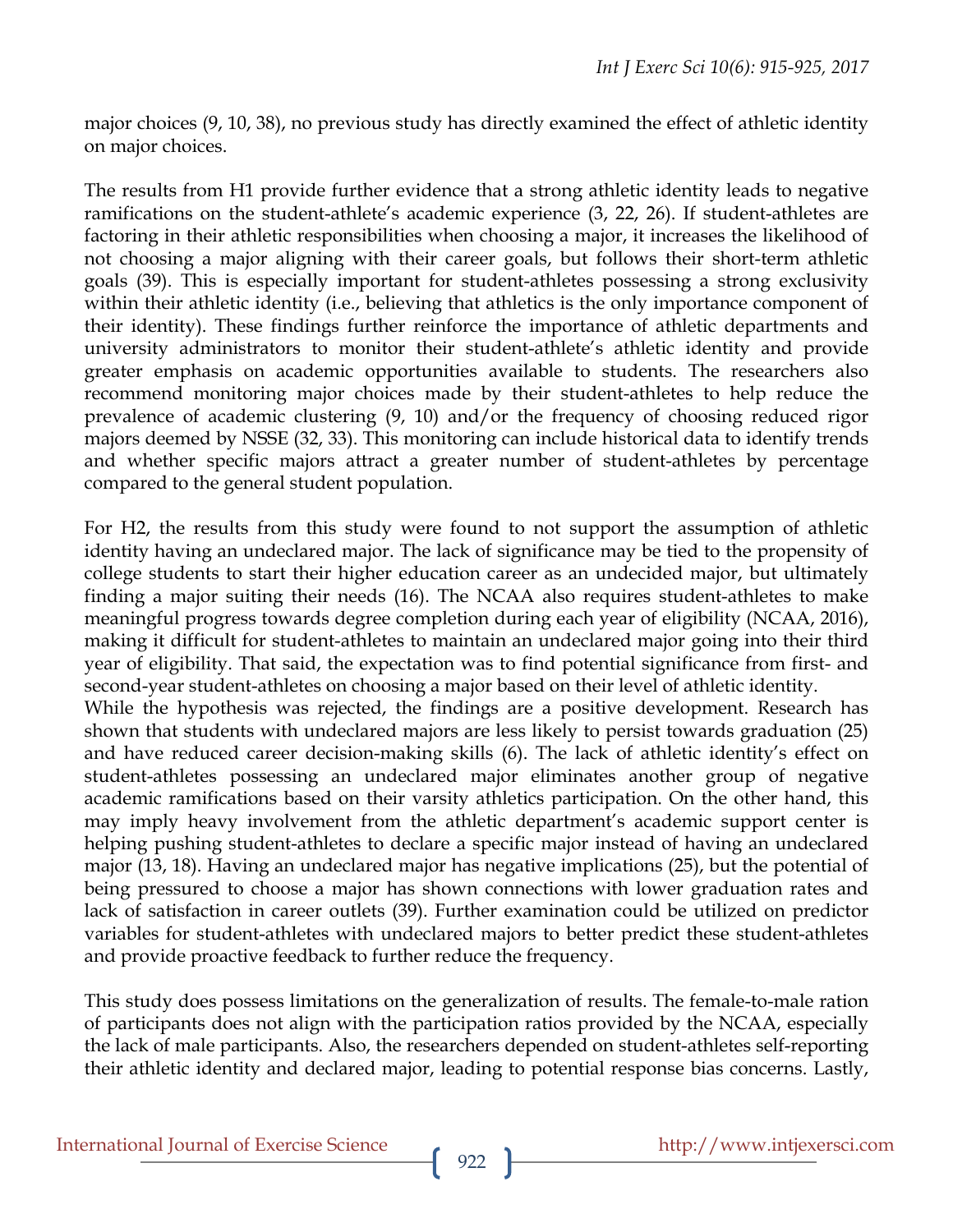major choices (9, 10, 38), no previous study has directly examined the effect of athletic identity on major choices.

The results from H1 provide further evidence that a strong athletic identity leads to negative ramifications on the student-athlete's academic experience (3, 22, 26). If student-athletes are factoring in their athletic responsibilities when choosing a major, it increases the likelihood of not choosing a major aligning with their career goals, but follows their short-term athletic goals (39). This is especially important for student-athletes possessing a strong exclusivity within their athletic identity (i.e., believing that athletics is the only importance component of their identity). These findings further reinforce the importance of athletic departments and university administrators to monitor their student-athlete's athletic identity and provide greater emphasis on academic opportunities available to students. The researchers also recommend monitoring major choices made by their student-athletes to help reduce the prevalence of academic clustering (9, 10) and/or the frequency of choosing reduced rigor majors deemed by NSSE (32, 33). This monitoring can include historical data to identify trends and whether specific majors attract a greater number of student-athletes by percentage compared to the general student population.

For H2, the results from this study were found to not support the assumption of athletic identity having an undeclared major. The lack of significance may be tied to the propensity of college students to start their higher education career as an undecided major, but ultimately finding a major suiting their needs (16). The NCAA also requires student-athletes to make meaningful progress towards degree completion during each year of eligibility (NCAA, 2016), making it difficult for student-athletes to maintain an undeclared major going into their third year of eligibility. That said, the expectation was to find potential significance from first- and second-year student-athletes on choosing a major based on their level of athletic identity.

While the hypothesis was rejected, the findings are a positive development. Research has shown that students with undeclared majors are less likely to persist towards graduation (25) and have reduced career decision-making skills (6). The lack of athletic identity's effect on student-athletes possessing an undeclared major eliminates another group of negative academic ramifications based on their varsity athletics participation. On the other hand, this may imply heavy involvement from the athletic department's academic support center is helping pushing student-athletes to declare a specific major instead of having an undeclared major (13, 18). Having an undeclared major has negative implications (25), but the potential of being pressured to choose a major has shown connections with lower graduation rates and lack of satisfaction in career outlets (39). Further examination could be utilized on predictor variables for student-athletes with undeclared majors to better predict these student-athletes and provide proactive feedback to further reduce the frequency.

This study does possess limitations on the generalization of results. The female-to-male ration of participants does not align with the participation ratios provided by the NCAA, especially the lack of male participants. Also, the researchers depended on student-athletes self-reporting their athletic identity and declared major, leading to potential response bias concerns. Lastly,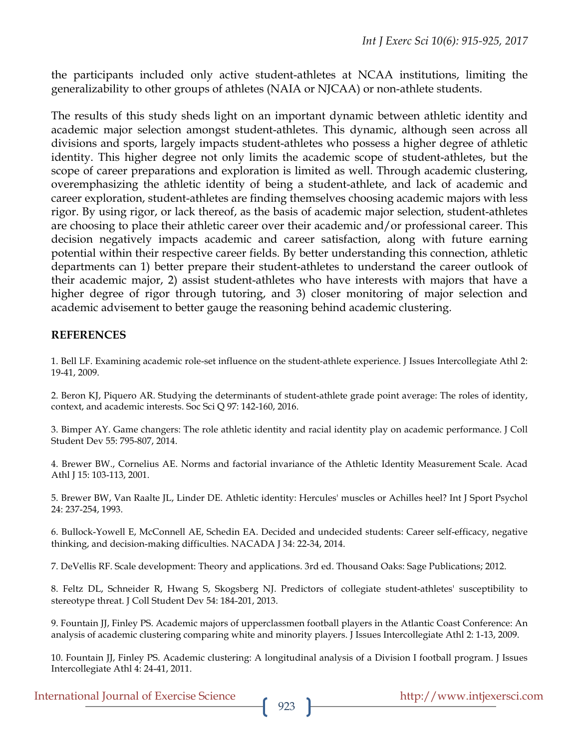the participants included only active student-athletes at NCAA institutions, limiting the generalizability to other groups of athletes (NAIA or NJCAA) or non-athlete students.

The results of this study sheds light on an important dynamic between athletic identity and academic major selection amongst student-athletes. This dynamic, although seen across all divisions and sports, largely impacts student-athletes who possess a higher degree of athletic identity. This higher degree not only limits the academic scope of student-athletes, but the scope of career preparations and exploration is limited as well. Through academic clustering, overemphasizing the athletic identity of being a student-athlete, and lack of academic and career exploration, student-athletes are finding themselves choosing academic majors with less rigor. By using rigor, or lack thereof, as the basis of academic major selection, student-athletes are choosing to place their athletic career over their academic and/or professional career. This decision negatively impacts academic and career satisfaction, along with future earning potential within their respective career fields. By better understanding this connection, athletic departments can 1) better prepare their student-athletes to understand the career outlook of their academic major, 2) assist student-athletes who have interests with majors that have a higher degree of rigor through tutoring, and 3) closer monitoring of major selection and academic advisement to better gauge the reasoning behind academic clustering.

## REFERENCES

1. Bell LF. Examining academic role-set influence on the student-athlete experience. J Issues Intercollegiate Athl 2: 19-41, 2009.

2. Beron KJ, Piquero AR. Studying the determinants of student-athlete grade point average: The roles of identity, context, and academic interests. Soc Sci Q 97: 142-160, 2016.

3. Bimper AY. Game changers: The role athletic identity and racial identity play on academic performance. J Coll Student Dev 55: 795-807, 2014.

4. Brewer BW., Cornelius AE. Norms and factorial invariance of the Athletic Identity Measurement Scale. Acad Athl J 15: 103-113, 2001.

5. Brewer BW, Van Raalte JL, Linder DE. Athletic identity: Hercules' muscles or Achilles heel? Int J Sport Psychol 24: 237-254, 1993.

6. Bullock-Yowell E, McConnell AE, Schedin EA. Decided and undecided students: Career self-efficacy, negative thinking, and decision-making difficulties. NACADA J 34: 22-34, 2014.

7. DeVellis RF. Scale development: Theory and applications. 3rd ed. Thousand Oaks: Sage Publications; 2012.

8. Feltz DL, Schneider R, Hwang S, Skogsberg NJ. Predictors of collegiate student-athletes' susceptibility to stereotype threat. J Coll Student Dev 54: 184-201, 2013.

9. Fountain JJ, Finley PS. Academic majors of upperclassmen football players in the Atlantic Coast Conference: An analysis of academic clustering comparing white and minority players. J Issues Intercollegiate Athl 2: 1-13, 2009.

10. Fountain JJ, Finley PS. Academic clustering: A longitudinal analysis of a Division I football program. J Issues Intercollegiate Athl 4: 24-41, 2011.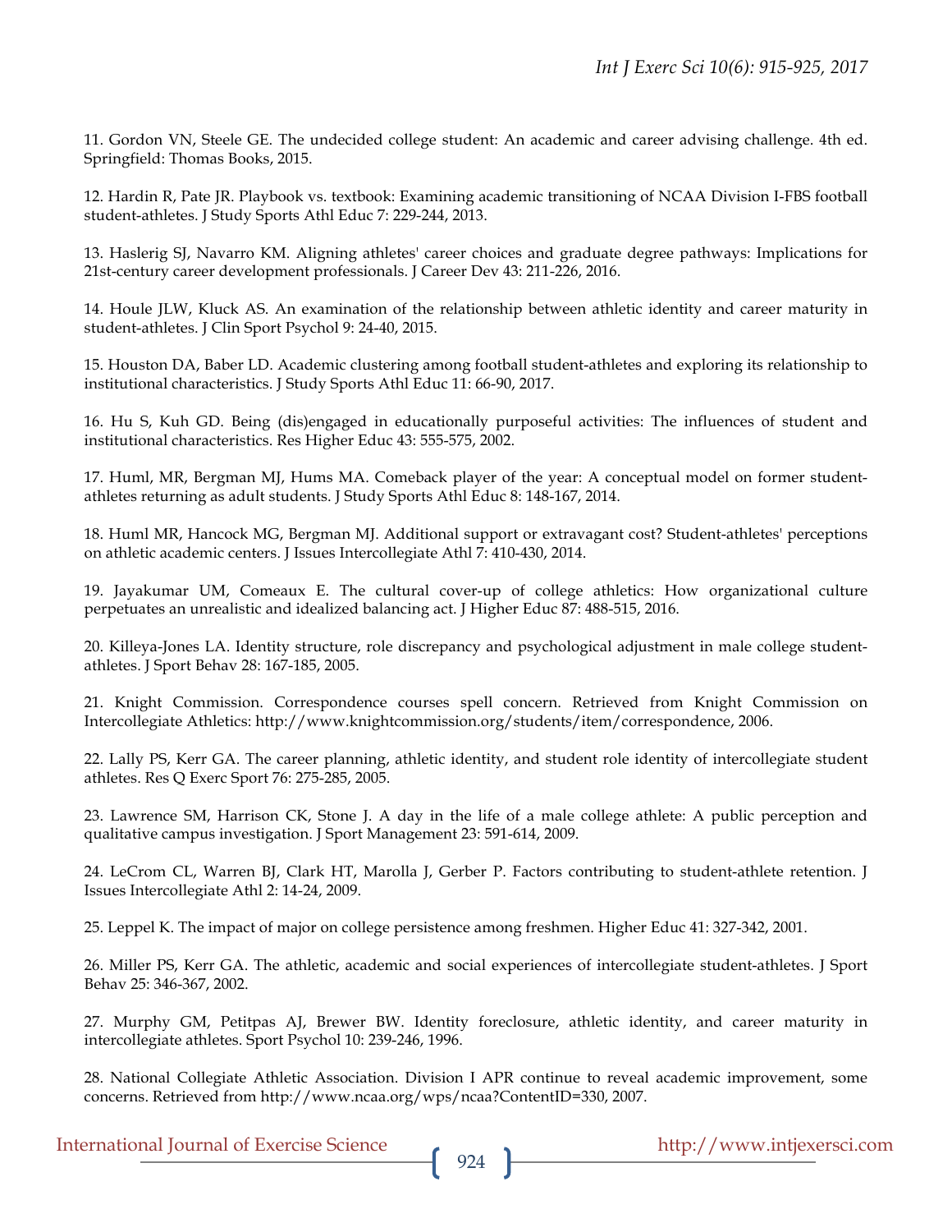11. Gordon VN, Steele GE. The undecided college student: An academic and career advising challenge. 4th ed. Springfield: Thomas Books, 2015.

12. Hardin R, Pate JR. Playbook vs. textbook: Examining academic transitioning of NCAA Division I-FBS football student-athletes. J Study Sports Athl Educ 7: 229-244, 2013.

13. Haslerig SJ, Navarro KM. Aligning athletes' career choices and graduate degree pathways: Implications for 21st-century career development professionals. J Career Dev 43: 211-226, 2016.

14. Houle JLW, Kluck AS. An examination of the relationship between athletic identity and career maturity in student-athletes. J Clin Sport Psychol 9: 24-40, 2015.

15. Houston DA, Baber LD. Academic clustering among football student-athletes and exploring its relationship to institutional characteristics. J Study Sports Athl Educ 11: 66-90, 2017.

16. Hu S, Kuh GD. Being (dis)engaged in educationally purposeful activities: The influences of student and institutional characteristics. Res Higher Educ 43: 555-575, 2002.

17. Huml, MR, Bergman MJ, Hums MA. Comeback player of the year: A conceptual model on former student-athletes returning as adult students. J Study Sports Athl Educ 8: 148-167, 2014.

18. Huml MR, Hancock MG, Bergman MJ. Additional support or extravagant cost? Student-athletes' perceptions on athletic academic centers. J Issues Intercollegiate Athl 7: 410-430, 2014.

19. Jayakumar UM, Comeaux E. The cultural cover-up of college athletics: How organizational culture perpetuates an unrealistic and idealized balancing act. J Higher Educ 87: 488-515, 2016.

20. Killeya-Jones LA. Identity structure, role discrepancy and psychological adjustment in male college student-athletes. J Sport Behav 28: 167-185, 2005.

21. Knight Commission. Correspondence courses spell concern. Retrieved from Knight Commission on Intercollegiate Athletics: http://www.knightcommission.org/students/item/correspondence, 2006.

22. Lally PS, Kerr GA. The career planning, athletic identity, and student role identity of intercollegiate student athletes. Res Q Exerc Sport 76: 275-285, 2005.

23. Lawrence SM, Harrison CK, Stone J. A day in the life of a male college athlete: A public perception and qualitative campus investigation. J Sport Management 23: 591-614, 2009.

24. LeCrom CL, Warren BJ, Clark HT, Marolla J, Gerber P. Factors contributing to student-athlete retention. J Issues Intercollegiate Athl 2: 14-24, 2009.

25. Leppel K. The impact of major on college persistence among freshmen. Higher Educ 41: 327-342, 2001.

26. Miller PS, Kerr GA. The athletic, academic and social experiences of intercollegiate student-athletes. J Sport Behav 25: 346-367, 2002.

27. Murphy GM, Petitpas AJ, Brewer BW. Identity foreclosure, athletic identity, and career maturity in intercollegiate athletes. Sport Psychol 10: 239-246, 1996.

28. National Collegiate Athletic Association. Division I APR continue to reveal academic improvement, some concerns. Retrieved from http://www.ncaa.org/wps/ncaa?ContentID=330, 2007.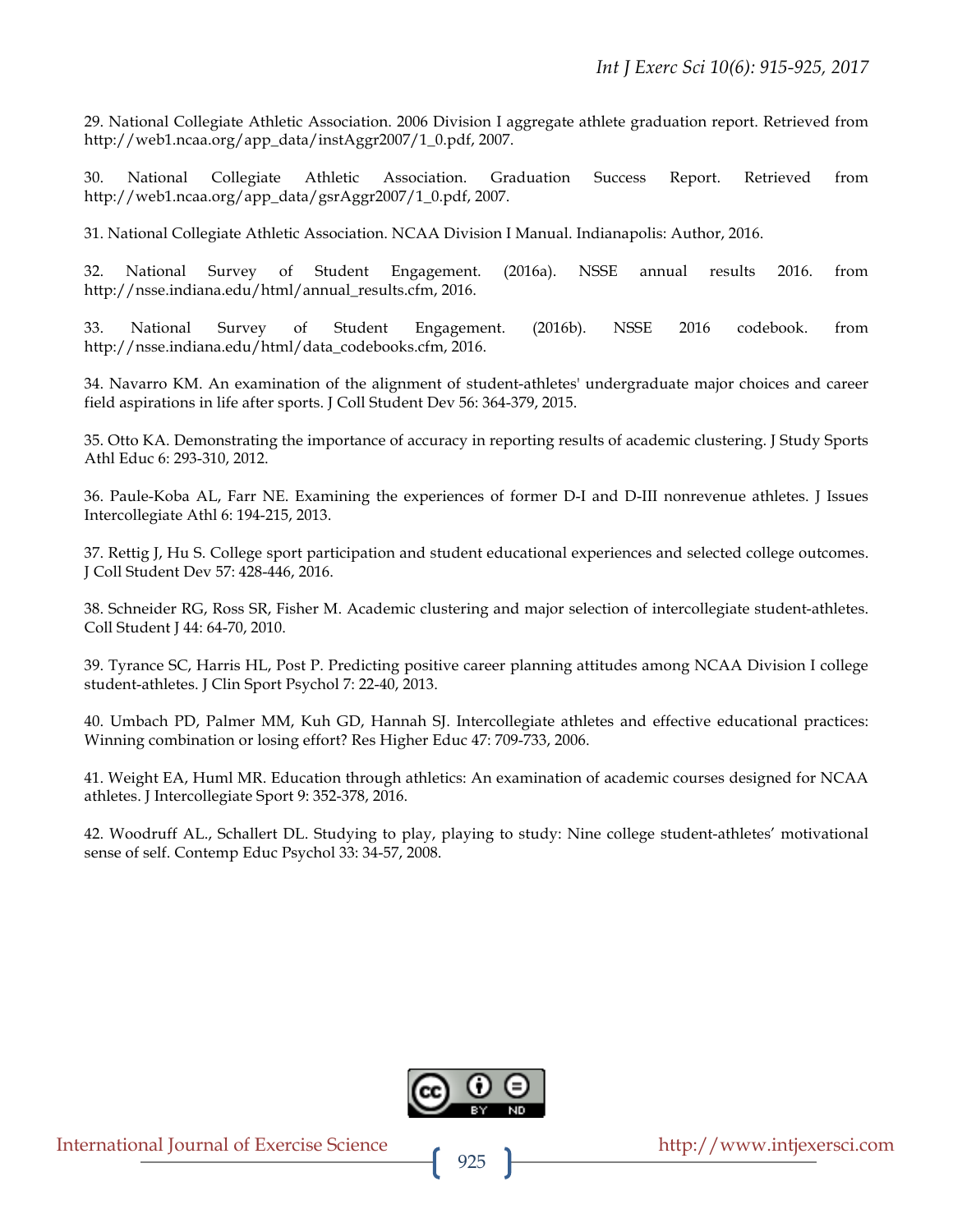29. National Collegiate Athletic Association. 2006 Division I aggregate athlete graduation report. Retrieved from http://web1.ncaa.org/app_data/instAggr2007/1_0.pdf, 2007.

30. National Collegiate Athletic Association. Graduation Success Report. Retrieved from http://web1.ncaa.org/app_data/gsrAggr2007/1_0.pdf, 2007.

31. National Collegiate Athletic Association. NCAA Division I Manual. Indianapolis: Author, 2016.

32. National Survey of Student Engagement. (2016a). NSSE annual results 2016. from http://nsse.indiana.edu/html/annual_results.cfm, 2016.

33. National Survey of Student Engagement. (2016b). NSSE 2016 codebook. from http://nsse.indiana.edu/html/data_codebooks.cfm, 2016.

34. Navarro KM. An examination of the alignment of student-athletes' undergraduate major choices and career field aspirations in life after sports. J Coll Student Dev 56: 364-379, 2015.

35. Otto KA. Demonstrating the importance of accuracy in reporting results of academic clustering. J Study Sports Athl Educ 6: 293-310, 2012.

36. Paule-Koba AL, Farr NE. Examining the experiences of former D-I and D-III nonrevenue athletes. J Issues Intercollegiate Athl 6: 194-215, 2013.

37. Rettig J, Hu S. College sport participation and student educational experiences and selected college outcomes. J Coll Student Dev 57: 428-446, 2016.

38. Schneider RG, Ross SR, Fisher M. Academic clustering and major selection of intercollegiate student-athletes. Coll Student J 44: 64-70, 2010.

39. Tyrance SC, Harris HL, Post P. Predicting positive career planning attitudes among NCAA Division I college student-athletes. J Clin Sport Psychol 7: 22-40, 2013.

40. Umbach PD, Palmer MM, Kuh GD, Hannah SJ. Intercollegiate athletes and effective educational practices: Winning combination or losing effort? Res Higher Educ 47: 709-733, 2006.

41. Weight EA, Huml MR. Education through athletics: An examination of academic courses designed for NCAA athletes. J Intercollegiate Sport 9: 352-378, 2016.

42. Woodruff AL., Schallert DL. Studying to play, playing to study: Nine college student-athletes' motivational sense of self. Contemp Educ Psychol 33: 34-57, 2008.